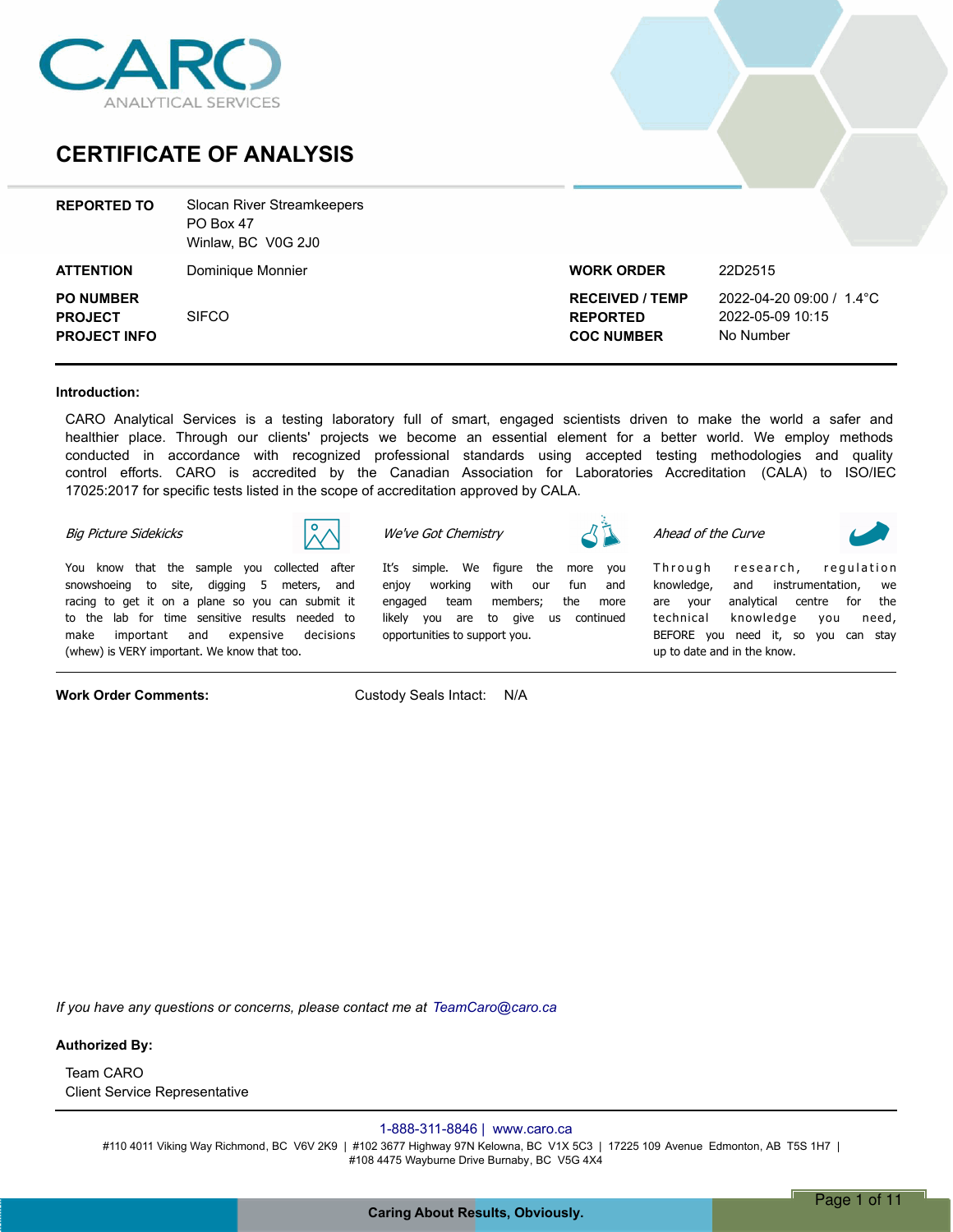CARO ANALYTICAL SERVICES

# CERTIFICATE OF ANALYSIS

| | | | |
|---|---|---|---|
| **REPORTED TO** | Slocan River Streamkeepers<br>PO Box 47<br>Winlaw, BC V0G 2J0 | | |
| **ATTENTION** | Dominique Monnier | **WORK ORDER** | 22D2515 |
| **PO NUMBER** | | **RECEIVED / TEMP** | 2022-04-20 09:00 / 1.4°C |
| **PROJECT** | SIFCO | **REPORTED** | 2022-05-09 10:15 |
| **PROJECT INFO** | | **COC NUMBER** | No Number |

**Introduction:**

CARO Analytical Services is a testing laboratory full of smart, engaged scientists driven to make the world a safer and healthier place. Through our clients' projects we become an essential element for a better world. We employ methods conducted in accordance with recognized professional standards using accepted testing methodologies and quality control efforts. CARO is accredited by the Canadian Association for Laboratories Accreditation (CALA) to ISO/IEC 17025:2017 for specific tests listed in the scope of accreditation approved by CALA.

*Big Picture Sidekicks*

You know that the sample you collected after snowshoeing to site, digging 5 meters, and racing to get it on a plane so you can submit it to the lab for time sensitive results needed to make important and expensive decisions (whew) is VERY important. We know that too.

*We've Got Chemistry*

It's simple. We figure the more you enjoy working with our fun and engaged team members; the more likely you are to give us continued opportunities to support you.

*Ahead of the Curve*

Through research, regulation knowledge, and instrumentation, we are your analytical centre for the technical knowledge you need, BEFORE you need it, so you can stay up to date and in the know.

**Work Order Comments:** Custody Seals Intact: N/A

*If you have any questions or concerns, please contact me at TeamCaro@caro.ca*

**Authorized By:**

Team CARO
Client Service Representative

1-888-311-8846 | www.caro.ca

#110 4011 Viking Way Richmond, BC V6V 2K9 | #102 3677 Highway 97N Kelowna, BC V1X 5C3 | 17225 109 Avenue Edmonton, AB T5S 1H7 | #108 4475 Wayburne Drive Burnaby, BC V5G 4X4

Caring About Results, Obviously.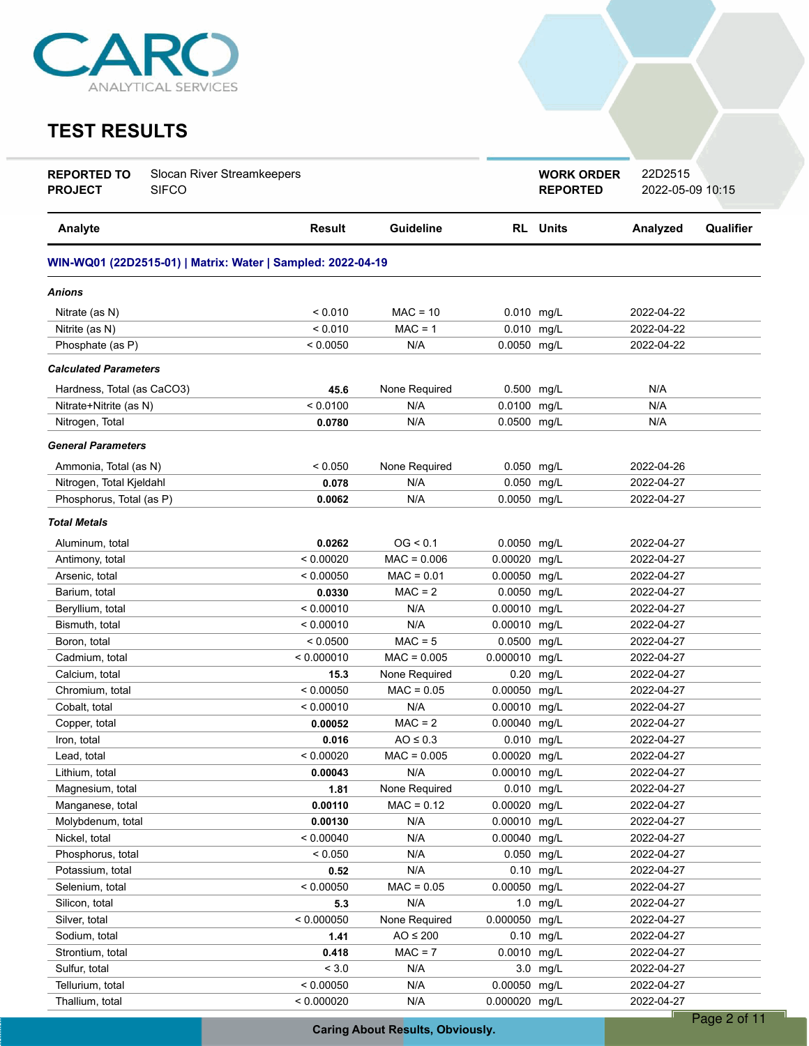# TEST RESULTS

| | | | |
|---|---|---|---|
| **REPORTED TO** | Slocan River Streamkeepers | **WORK ORDER** | 22D2515 |
| **PROJECT** | SIFCO | **REPORTED** | 2022-05-09 10:15 |

| Analyte | Result | Guideline | RL | Units | Analyzed | Qualifier |
|---|---|---|---|---|---|---|
| **WIN-WQ01 (22D2515-01) \| Matrix: Water \| Sampled: 2022-04-19** | | | | | | |
| ***Anions*** | | | | | | |
| Nitrate (as N) | < 0.010 | MAC = 10 | 0.010 | mg/L | 2022-04-22 | |
| Nitrite (as N) | < 0.010 | MAC = 1 | 0.010 | mg/L | 2022-04-22 | |
| Phosphate (as P) | < 0.0050 | N/A | 0.0050 | mg/L | 2022-04-22 | |
| ***Calculated Parameters*** | | | | | | |
| Hardness, Total (as CaCO3) | **45.6** | None Required | 0.500 | mg/L | N/A | |
| Nitrate+Nitrite (as N) | < 0.0100 | N/A | 0.0100 | mg/L | N/A | |
| Nitrogen, Total | **0.0780** | N/A | 0.0500 | mg/L | N/A | |
| ***General Parameters*** | | | | | | |
| Ammonia, Total (as N) | < 0.050 | None Required | 0.050 | mg/L | 2022-04-26 | |
| Nitrogen, Total Kjeldahl | **0.078** | N/A | 0.050 | mg/L | 2022-04-27 | |
| Phosphorus, Total (as P) | **0.0062** | N/A | 0.0050 | mg/L | 2022-04-27 | |
| ***Total Metals*** | | | | | | |
| Aluminum, total | **0.0262** | OG < 0.1 | 0.0050 | mg/L | 2022-04-27 | |
| Antimony, total | < 0.00020 | MAC = 0.006 | 0.00020 | mg/L | 2022-04-27 | |
| Arsenic, total | < 0.00050 | MAC = 0.01 | 0.00050 | mg/L | 2022-04-27 | |
| Barium, total | **0.0330** | MAC = 2 | 0.0050 | mg/L | 2022-04-27 | |
| Beryllium, total | < 0.00010 | N/A | 0.00010 | mg/L | 2022-04-27 | |
| Bismuth, total | < 0.00010 | N/A | 0.00010 | mg/L | 2022-04-27 | |
| Boron, total | < 0.0500 | MAC = 5 | 0.0500 | mg/L | 2022-04-27 | |
| Cadmium, total | < 0.000010 | MAC = 0.005 | 0.000010 | mg/L | 2022-04-27 | |
| Calcium, total | **15.3** | None Required | 0.20 | mg/L | 2022-04-27 | |
| Chromium, total | < 0.00050 | MAC = 0.05 | 0.00050 | mg/L | 2022-04-27 | |
| Cobalt, total | < 0.00010 | N/A | 0.00010 | mg/L | 2022-04-27 | |
| Copper, total | **0.00052** | MAC = 2 | 0.00040 | mg/L | 2022-04-27 | |
| Iron, total | **0.016** | AO ≤ 0.3 | 0.010 | mg/L | 2022-04-27 | |
| Lead, total | < 0.00020 | MAC = 0.005 | 0.00020 | mg/L | 2022-04-27 | |
| Lithium, total | **0.00043** | N/A | 0.00010 | mg/L | 2022-04-27 | |
| Magnesium, total | **1.81** | None Required | 0.010 | mg/L | 2022-04-27 | |
| Manganese, total | **0.00110** | MAC = 0.12 | 0.00020 | mg/L | 2022-04-27 | |
| Molybdenum, total | **0.00130** | N/A | 0.00010 | mg/L | 2022-04-27 | |
| Nickel, total | < 0.00040 | N/A | 0.00040 | mg/L | 2022-04-27 | |
| Phosphorus, total | < 0.050 | N/A | 0.050 | mg/L | 2022-04-27 | |
| Potassium, total | **0.52** | N/A | 0.10 | mg/L | 2022-04-27 | |
| Selenium, total | < 0.00050 | MAC = 0.05 | 0.00050 | mg/L | 2022-04-27 | |
| Silicon, total | **5.3** | N/A | 1.0 | mg/L | 2022-04-27 | |
| Silver, total | < 0.000050 | None Required | 0.000050 | mg/L | 2022-04-27 | |
| Sodium, total | **1.41** | AO ≤ 200 | 0.10 | mg/L | 2022-04-27 | |
| Strontium, total | **0.418** | MAC = 7 | 0.0010 | mg/L | 2022-04-27 | |
| Sulfur, total | < 3.0 | N/A | 3.0 | mg/L | 2022-04-27 | |
| Tellurium, total | < 0.00050 | N/A | 0.00050 | mg/L | 2022-04-27 | |
| Thallium, total | < 0.000020 | N/A | 0.000020 | mg/L | 2022-04-27 | |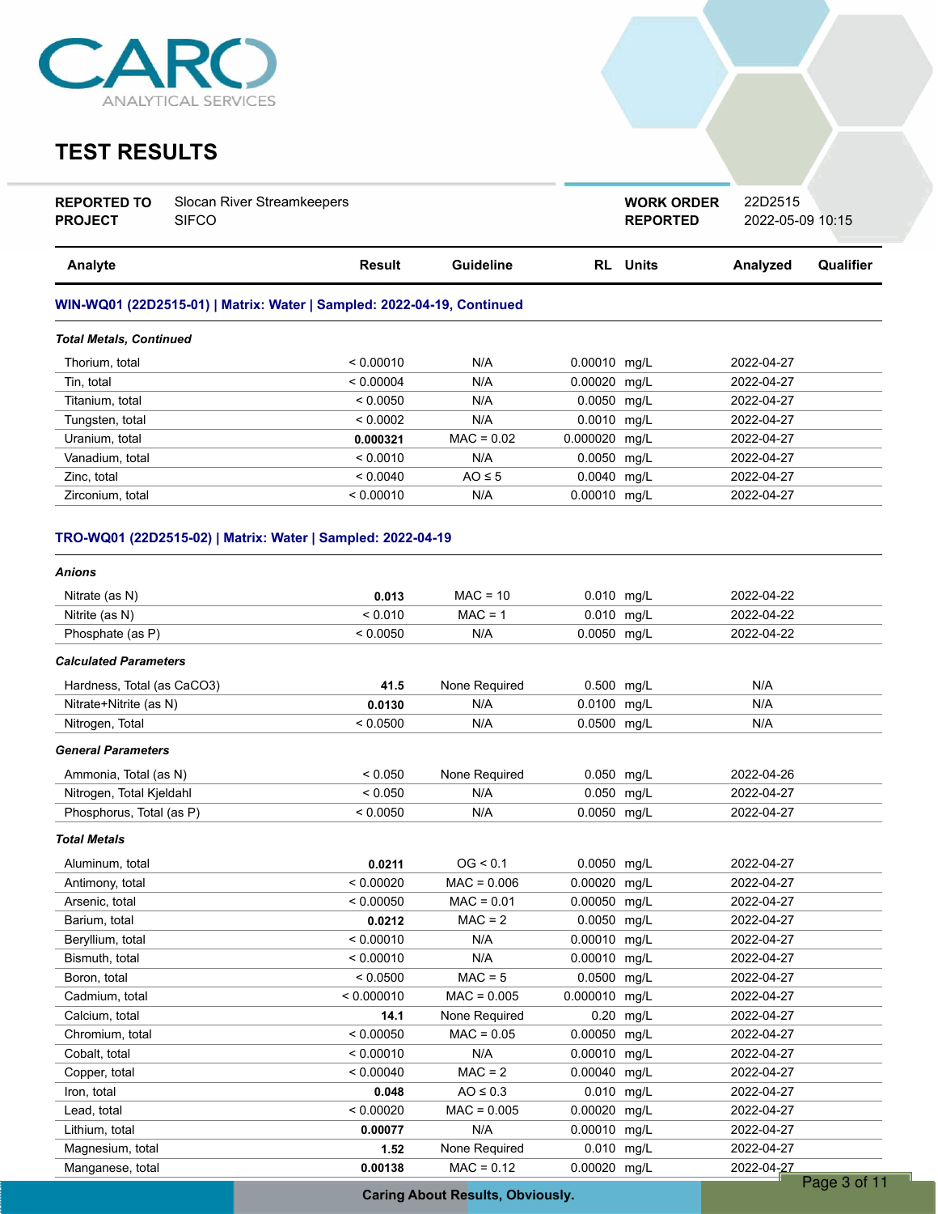# TEST RESULTS

| | | | |
|---|---|---|---|
| **REPORTED TO** | Slocan River Streamkeepers | **WORK ORDER** | 22D2515 |
| **PROJECT** | SIFCO | **REPORTED** | 2022-05-09 10:15 |

| Analyte | Result | Guideline | RL | Units | Analyzed | Qualifier |
|---|---|---|---|---|---|---|
| **WIN-WQ01 (22D2515-01) \| Matrix: Water \| Sampled: 2022-04-19, Continued** | | | | | | |
| ***Total Metals, Continued*** | | | | | | |
| Thorium, total | < 0.00010 | N/A | 0.00010 | mg/L | 2022-04-27 | |
| Tin, total | < 0.00004 | N/A | 0.00020 | mg/L | 2022-04-27 | |
| Titanium, total | < 0.0050 | N/A | 0.0050 | mg/L | 2022-04-27 | |
| Tungsten, total | < 0.0002 | N/A | 0.0010 | mg/L | 2022-04-27 | |
| Uranium, total | **0.000321** | MAC = 0.02 | 0.000020 | mg/L | 2022-04-27 | |
| Vanadium, total | < 0.0010 | N/A | 0.0050 | mg/L | 2022-04-27 | |
| Zinc, total | < 0.0040 | AO ≤ 5 | 0.0040 | mg/L | 2022-04-27 | |
| Zirconium, total | < 0.00010 | N/A | 0.00010 | mg/L | 2022-04-27 | |
| **TRO-WQ01 (22D2515-02) \| Matrix: Water \| Sampled: 2022-04-19** | | | | | | |
| ***Anions*** | | | | | | |
| Nitrate (as N) | **0.013** | MAC = 10 | 0.010 | mg/L | 2022-04-22 | |
| Nitrite (as N) | < 0.010 | MAC = 1 | 0.010 | mg/L | 2022-04-22 | |
| Phosphate (as P) | < 0.0050 | N/A | 0.0050 | mg/L | 2022-04-22 | |
| ***Calculated Parameters*** | | | | | | |
| Hardness, Total (as CaCO3) | **41.5** | None Required | 0.500 | mg/L | N/A | |
| Nitrate+Nitrite (as N) | **0.0130** | N/A | 0.0100 | mg/L | N/A | |
| Nitrogen, Total | < 0.0500 | N/A | 0.0500 | mg/L | N/A | |
| ***General Parameters*** | | | | | | |
| Ammonia, Total (as N) | < 0.050 | None Required | 0.050 | mg/L | 2022-04-26 | |
| Nitrogen, Total Kjeldahl | < 0.050 | N/A | 0.050 | mg/L | 2022-04-27 | |
| Phosphorus, Total (as P) | < 0.0050 | N/A | 0.0050 | mg/L | 2022-04-27 | |
| ***Total Metals*** | | | | | | |
| Aluminum, total | **0.0211** | OG < 0.1 | 0.0050 | mg/L | 2022-04-27 | |
| Antimony, total | < 0.00020 | MAC = 0.006 | 0.00020 | mg/L | 2022-04-27 | |
| Arsenic, total | < 0.00050 | MAC = 0.01 | 0.00050 | mg/L | 2022-04-27 | |
| Barium, total | **0.0212** | MAC = 2 | 0.0050 | mg/L | 2022-04-27 | |
| Beryllium, total | < 0.00010 | N/A | 0.00010 | mg/L | 2022-04-27 | |
| Bismuth, total | < 0.00010 | N/A | 0.00010 | mg/L | 2022-04-27 | |
| Boron, total | < 0.0500 | MAC = 5 | 0.0500 | mg/L | 2022-04-27 | |
| Cadmium, total | < 0.000010 | MAC = 0.005 | 0.000010 | mg/L | 2022-04-27 | |
| Calcium, total | **14.1** | None Required | 0.20 | mg/L | 2022-04-27 | |
| Chromium, total | < 0.00050 | MAC = 0.05 | 0.00050 | mg/L | 2022-04-27 | |
| Cobalt, total | < 0.00010 | N/A | 0.00010 | mg/L | 2022-04-27 | |
| Copper, total | < 0.00040 | MAC = 2 | 0.00040 | mg/L | 2022-04-27 | |
| Iron, total | **0.048** | AO ≤ 0.3 | 0.010 | mg/L | 2022-04-27 | |
| Lead, total | < 0.00020 | MAC = 0.005 | 0.00020 | mg/L | 2022-04-27 | |
| Lithium, total | **0.00077** | N/A | 0.00010 | mg/L | 2022-04-27 | |
| Magnesium, total | **1.52** | None Required | 0.010 | mg/L | 2022-04-27 | |
| Manganese, total | **0.00138** | MAC = 0.12 | 0.00020 | mg/L | 2022-04-27 | |

Caring About Results, Obviously.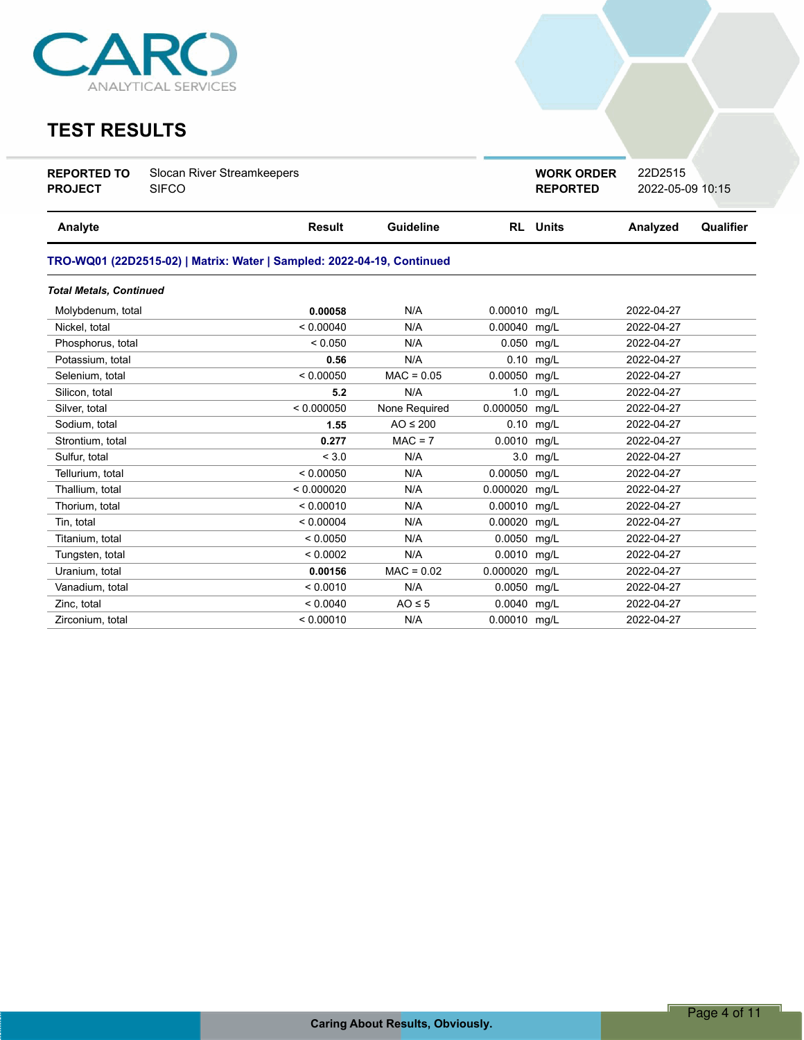CARO
ANALYTICAL SERVICES

# TEST RESULTS

| | | | |
|---|---|---|---|
| **REPORTED TO** | Slocan River Streamkeepers | **WORK ORDER** | 22D2515 |
| **PROJECT** | SIFCO | **REPORTED** | 2022-05-09 10:15 |

| Analyte | Result | Guideline | RL | Units | Analyzed | Qualifier |
|---|---|---|---|---|---|---|
| **TRO-WQ01 (22D2515-02) \| Matrix: Water \| Sampled: 2022-04-19, Continued** | | | | | | |
| ***Total Metals, Continued*** | | | | | | |
| Molybdenum, total | **0.00058** | N/A | 0.00010 | mg/L | 2022-04-27 | |
| Nickel, total | < 0.00040 | N/A | 0.00040 | mg/L | 2022-04-27 | |
| Phosphorus, total | < 0.050 | N/A | 0.050 | mg/L | 2022-04-27 | |
| Potassium, total | **0.56** | N/A | 0.10 | mg/L | 2022-04-27 | |
| Selenium, total | < 0.00050 | MAC = 0.05 | 0.00050 | mg/L | 2022-04-27 | |
| Silicon, total | **5.2** | N/A | 1.0 | mg/L | 2022-04-27 | |
| Silver, total | < 0.000050 | None Required | 0.000050 | mg/L | 2022-04-27 | |
| Sodium, total | **1.55** | AO ≤ 200 | 0.10 | mg/L | 2022-04-27 | |
| Strontium, total | **0.277** | MAC = 7 | 0.0010 | mg/L | 2022-04-27 | |
| Sulfur, total | < 3.0 | N/A | 3.0 | mg/L | 2022-04-27 | |
| Tellurium, total | < 0.00050 | N/A | 0.00050 | mg/L | 2022-04-27 | |
| Thallium, total | < 0.000020 | N/A | 0.000020 | mg/L | 2022-04-27 | |
| Thorium, total | < 0.00010 | N/A | 0.00010 | mg/L | 2022-04-27 | |
| Tin, total | < 0.00004 | N/A | 0.00020 | mg/L | 2022-04-27 | |
| Titanium, total | < 0.0050 | N/A | 0.0050 | mg/L | 2022-04-27 | |
| Tungsten, total | < 0.0002 | N/A | 0.0010 | mg/L | 2022-04-27 | |
| Uranium, total | **0.00156** | MAC = 0.02 | 0.000020 | mg/L | 2022-04-27 | |
| Vanadium, total | < 0.0010 | N/A | 0.0050 | mg/L | 2022-04-27 | |
| Zinc, total | < 0.0040 | AO ≤ 5 | 0.0040 | mg/L | 2022-04-27 | |
| Zirconium, total | < 0.00010 | N/A | 0.00010 | mg/L | 2022-04-27 | |

Caring About Results, Obviously.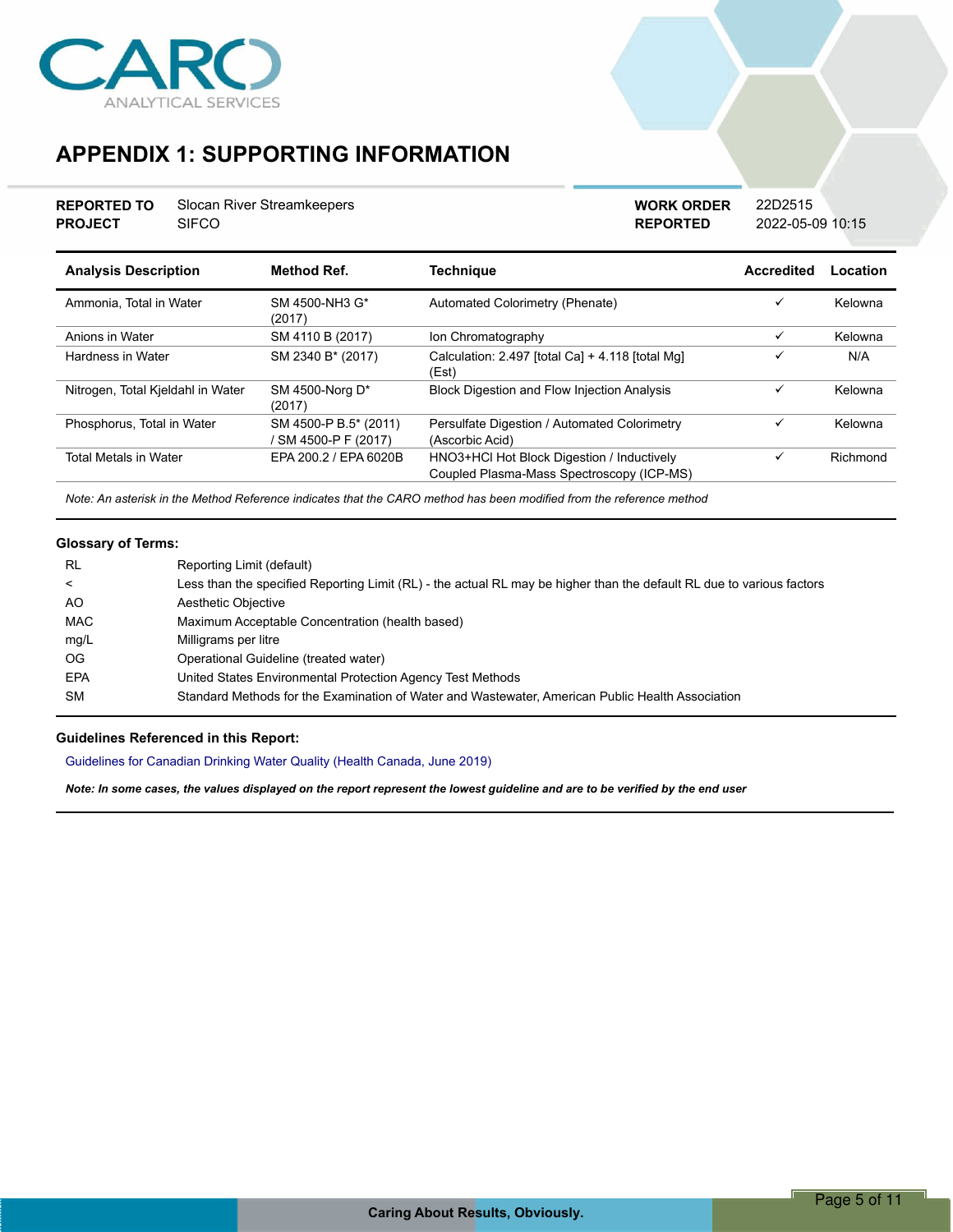# APPENDIX 1: SUPPORTING INFORMATION

| | | | |
|---|---|---|---|
| **REPORTED TO** | Slocan River Streamkeepers | **WORK ORDER** | 22D2515 |
| **PROJECT** | SIFCO | **REPORTED** | 2022-05-09 10:15 |

| Analysis Description | Method Ref. | Technique | Accredited | Location |
|---|---|---|---|---|
| Ammonia, Total in Water | SM 4500-NH3 G* (2017) | Automated Colorimetry (Phenate) | ✓ | Kelowna |
| Anions in Water | SM 4110 B (2017) | Ion Chromatography | ✓ | Kelowna |
| Hardness in Water | SM 2340 B* (2017) | Calculation: 2.497 [total Ca] + 4.118 [total Mg] (Est) | ✓ | N/A |
| Nitrogen, Total Kjeldahl in Water | SM 4500-Norg D* (2017) | Block Digestion and Flow Injection Analysis | ✓ | Kelowna |
| Phosphorus, Total in Water | SM 4500-P B.5* (2011) / SM 4500-P F (2017) | Persulfate Digestion / Automated Colorimetry (Ascorbic Acid) | ✓ | Kelowna |
| Total Metals in Water | EPA 200.2 / EPA 6020B | HNO3+HCl Hot Block Digestion / Inductively Coupled Plasma-Mass Spectroscopy (ICP-MS) | ✓ | Richmond |

*Note: An asterisk in the Method Reference indicates that the CARO method has been modified from the reference method*

**Glossary of Terms:**

| | |
|---|---|
| RL | Reporting Limit (default) |
| < | Less than the specified Reporting Limit (RL) - the actual RL may be higher than the default RL due to various factors |
| AO | Aesthetic Objective |
| MAC | Maximum Acceptable Concentration (health based) |
| mg/L | Milligrams per litre |
| OG | Operational Guideline (treated water) |
| EPA | United States Environmental Protection Agency Test Methods |
| SM | Standard Methods for the Examination of Water and Wastewater, American Public Health Association |

**Guidelines Referenced in this Report:**

Guidelines for Canadian Drinking Water Quality (Health Canada, June 2019)

***Note: In some cases, the values displayed on the report represent the lowest guideline and are to be verified by the end user***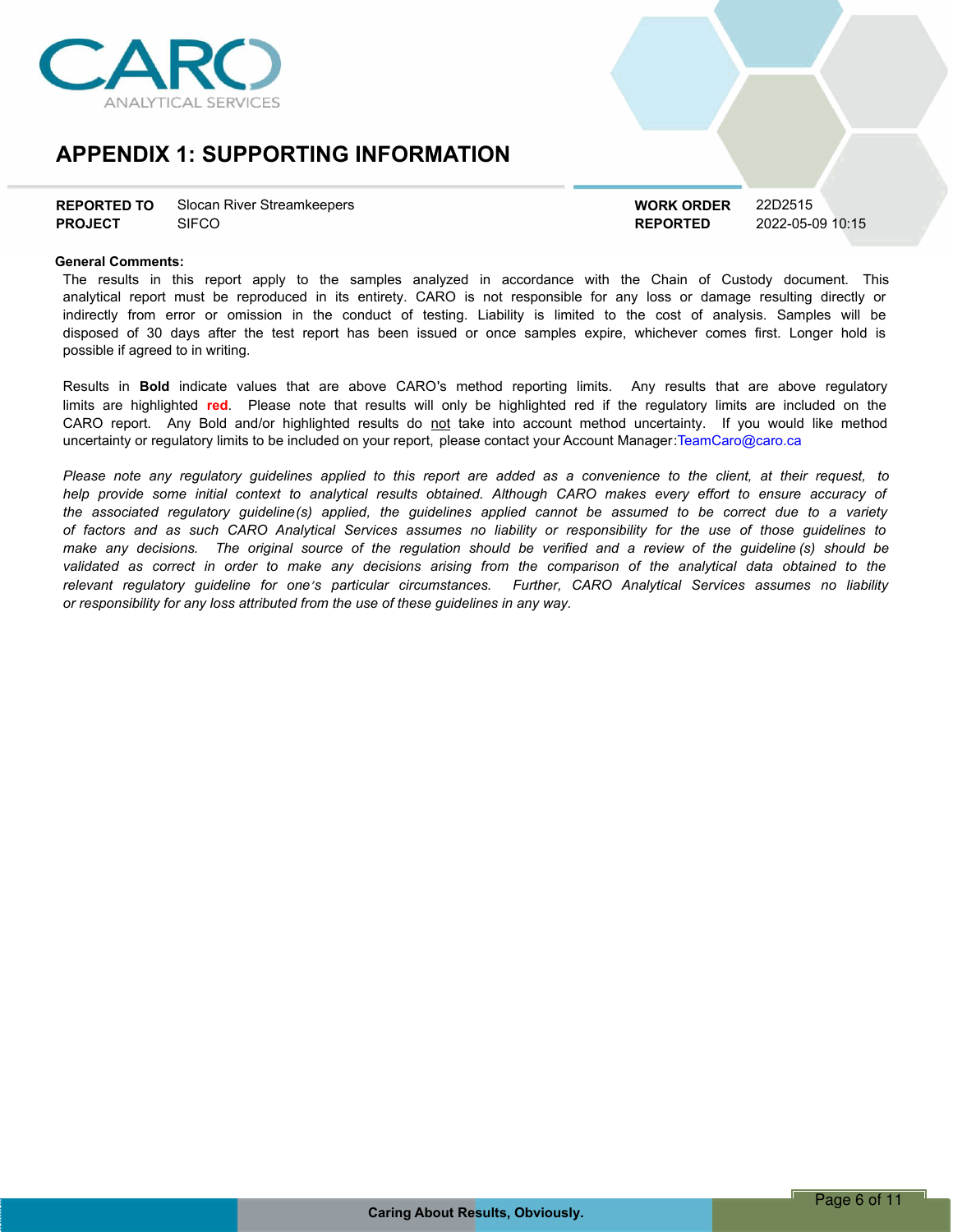# APPENDIX 1: SUPPORTING INFORMATION

| | | | |
|---|---|---|---|
| **REPORTED TO** | Slocan River Streamkeepers | **WORK ORDER** | 22D2515 |
| **PROJECT** | SIFCO | **REPORTED** | 2022-05-09 10:15 |

**General Comments:**

The results in this report apply to the samples analyzed in accordance with the Chain of Custody document. This analytical report must be reproduced in its entirety. CARO is not responsible for any loss or damage resulting directly or indirectly from error or omission in the conduct of testing. Liability is limited to the cost of analysis. Samples will be disposed of 30 days after the test report has been issued or once samples expire, whichever comes first. Longer hold is possible if agreed to in writing.

Results in **Bold** indicate values that are above CARO's method reporting limits. Any results that are above regulatory limits are highlighted **red**. Please note that results will only be highlighted red if the regulatory limits are included on the CARO report. Any Bold and/or highlighted results do not take into account method uncertainty. If you would like method uncertainty or regulatory limits to be included on your report, please contact your Account Manager: TeamCaro@caro.ca

*Please note any regulatory guidelines applied to this report are added as a convenience to the client, at their request, to help provide some initial context to analytical results obtained. Although CARO makes every effort to ensure accuracy of the associated regulatory guideline(s) applied, the guidelines applied cannot be assumed to be correct due to a variety of factors and as such CARO Analytical Services assumes no liability or responsibility for the use of those guidelines to make any decisions. The original source of the regulation should be verified and a review of the guideline (s) should be validated as correct in order to make any decisions arising from the comparison of the analytical data obtained to the relevant regulatory guideline for one's particular circumstances. Further, CARO Analytical Services assumes no liability or responsibility for any loss attributed from the use of these guidelines in any way.*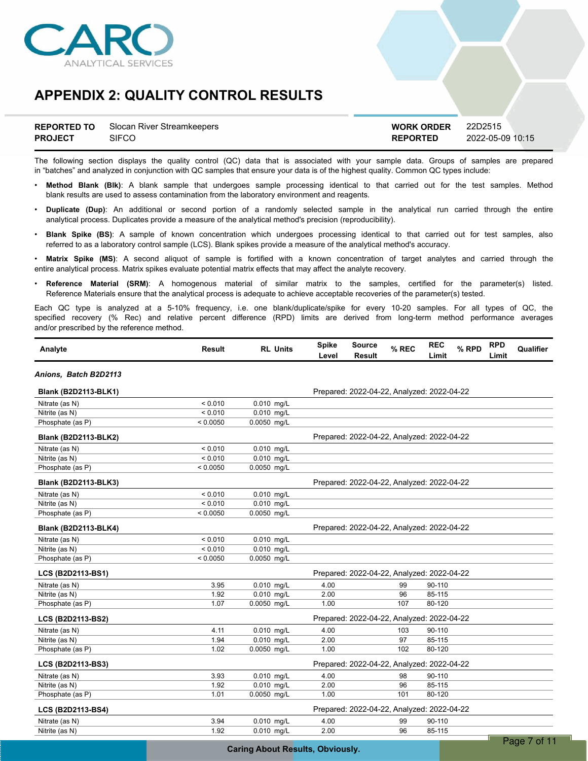# APPENDIX 2: QUALITY CONTROL RESULTS

| | | | |
|---|---|---|---|
| **REPORTED TO** | Slocan River Streamkeepers | **WORK ORDER** | 22D2515 |
| **PROJECT** | SIFCO | **REPORTED** | 2022-05-09 10:15 |

The following section displays the quality control (QC) data that is associated with your sample data. Groups of samples are prepared in "batches" and analyzed in conjunction with QC samples that ensure your data is of the highest quality. Common QC types include:

- **Method Blank (Blk)**: A blank sample that undergoes sample processing identical to that carried out for the test samples. Method blank results are used to assess contamination from the laboratory environment and reagents.
- **Duplicate (Dup)**: An additional or second portion of a randomly selected sample in the analytical run carried through the entire analytical process. Duplicates provide a measure of the analytical method's precision (reproducibility).
- **Blank Spike (BS)**: A sample of known concentration which undergoes processing identical to that carried out for test samples, also referred to as a laboratory control sample (LCS). Blank spikes provide a measure of the analytical method's accuracy.
- **Matrix Spike (MS)**: A second aliquot of sample is fortified with a known concentration of target analytes and carried through the entire analytical process. Matrix spikes evaluate potential matrix effects that may affect the analyte recovery.
- **Reference Material (SRM)**: A homogenous material of similar matrix to the samples, certified for the parameter(s) listed. Reference Materials ensure that the analytical process is adequate to achieve acceptable recoveries of the parameter(s) tested.

Each QC type is analyzed at a 5-10% frequency, i.e. one blank/duplicate/spike for every 10-20 samples. For all types of QC, the specified recovery (% Rec) and relative percent difference (RPD) limits are derived from long-term method performance averages and/or prescribed by the reference method.

| Analyte | Result | RL | Units | Spike Level | Source Result | % REC | REC Limit | % RPD | RPD Limit | Qualifier |
|---|---|---|---|---|---|---|---|---|---|---|
| ***Anions, Batch B2D2113*** | | | | | | | | | | |
| **Blank (B2D2113-BLK1)** | | | | Prepared: 2022-04-22, Analyzed: 2022-04-22 | | | | | | |
| Nitrate (as N) | < 0.010 | 0.010 | mg/L | | | | | | | |
| Nitrite (as N) | < 0.010 | 0.010 | mg/L | | | | | | | |
| Phosphate (as P) | < 0.0050 | 0.0050 | mg/L | | | | | | | |
| **Blank (B2D2113-BLK2)** | | | | Prepared: 2022-04-22, Analyzed: 2022-04-22 | | | | | | |
| Nitrate (as N) | < 0.010 | 0.010 | mg/L | | | | | | | |
| Nitrite (as N) | < 0.010 | 0.010 | mg/L | | | | | | | |
| Phosphate (as P) | < 0.0050 | 0.0050 | mg/L | | | | | | | |
| **Blank (B2D2113-BLK3)** | | | | Prepared: 2022-04-22, Analyzed: 2022-04-22 | | | | | | |
| Nitrate (as N) | < 0.010 | 0.010 | mg/L | | | | | | | |
| Nitrite (as N) | < 0.010 | 0.010 | mg/L | | | | | | | |
| Phosphate (as P) | < 0.0050 | 0.0050 | mg/L | | | | | | | |
| **Blank (B2D2113-BLK4)** | | | | Prepared: 2022-04-22, Analyzed: 2022-04-22 | | | | | | |
| Nitrate (as N) | < 0.010 | 0.010 | mg/L | | | | | | | |
| Nitrite (as N) | < 0.010 | 0.010 | mg/L | | | | | | | |
| Phosphate (as P) | < 0.0050 | 0.0050 | mg/L | | | | | | | |
| **LCS (B2D2113-BS1)** | | | | Prepared: 2022-04-22, Analyzed: 2022-04-22 | | | | | | |
| Nitrate (as N) | 3.95 | 0.010 | mg/L | 4.00 | | 99 | 90-110 | | | |
| Nitrite (as N) | 1.92 | 0.010 | mg/L | 2.00 | | 96 | 85-115 | | | |
| Phosphate (as P) | 1.07 | 0.0050 | mg/L | 1.00 | | 107 | 80-120 | | | |
| **LCS (B2D2113-BS2)** | | | | Prepared: 2022-04-22, Analyzed: 2022-04-22 | | | | | | |
| Nitrate (as N) | 4.11 | 0.010 | mg/L | 4.00 | | 103 | 90-110 | | | |
| Nitrite (as N) | 1.94 | 0.010 | mg/L | 2.00 | | 97 | 85-115 | | | |
| Phosphate (as P) | 1.02 | 0.0050 | mg/L | 1.00 | | 102 | 80-120 | | | |
| **LCS (B2D2113-BS3)** | | | | Prepared: 2022-04-22, Analyzed: 2022-04-22 | | | | | | |
| Nitrate (as N) | 3.93 | 0.010 | mg/L | 4.00 | | 98 | 90-110 | | | |
| Nitrite (as N) | 1.92 | 0.010 | mg/L | 2.00 | | 96 | 85-115 | | | |
| Phosphate (as P) | 1.01 | 0.0050 | mg/L | 1.00 | | 101 | 80-120 | | | |
| **LCS (B2D2113-BS4)** | | | | Prepared: 2022-04-22, Analyzed: 2022-04-22 | | | | | | |
| Nitrate (as N) | 3.94 | 0.010 | mg/L | 4.00 | | 99 | 90-110 | | | |
| Nitrite (as N) | 1.92 | 0.010 | mg/L | 2.00 | | 96 | 85-115 | | | |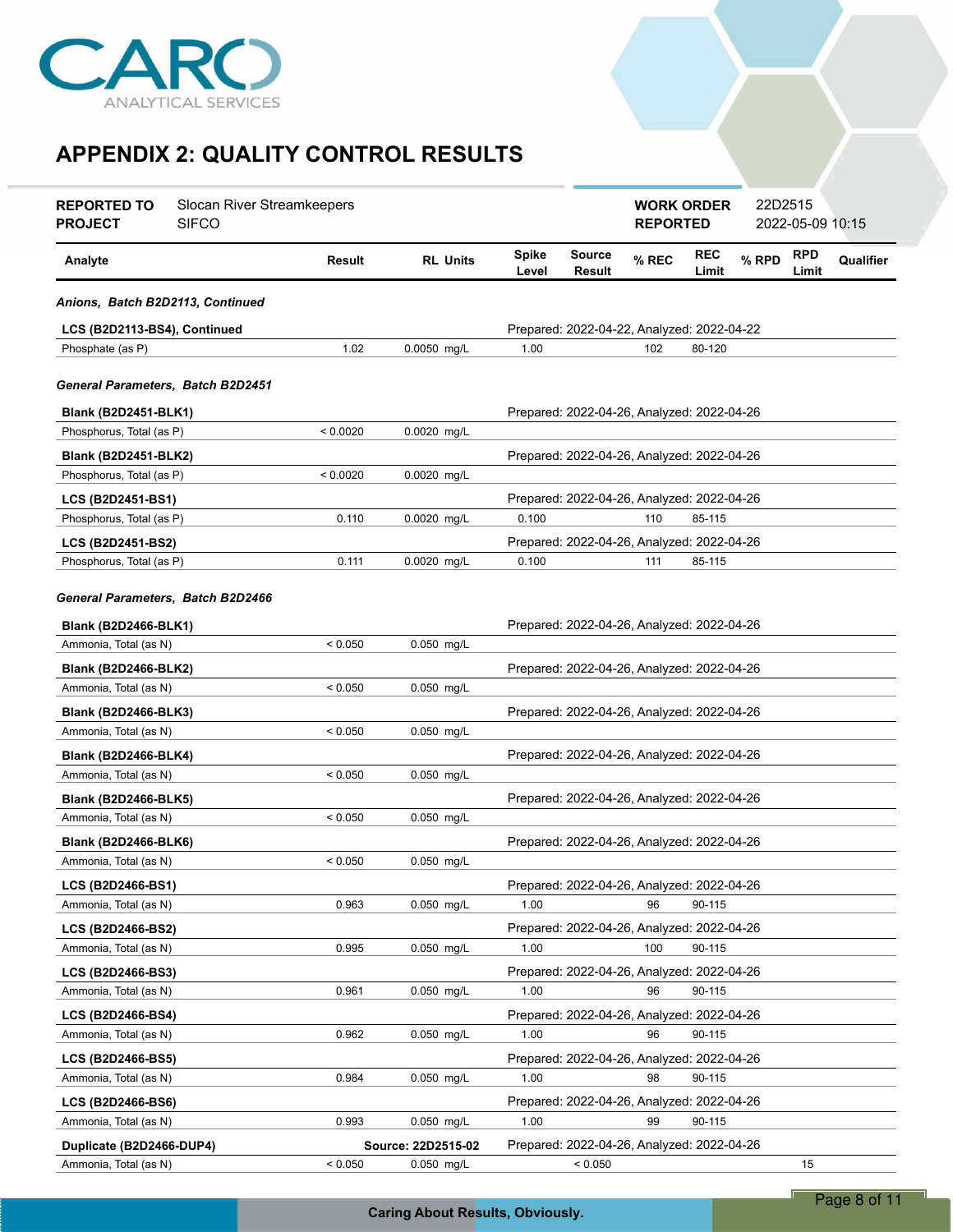## APPENDIX 2: QUALITY CONTROL RESULTS

| | | | |
|---|---|---|---|
| **REPORTED TO** | Slocan River Streamkeepers | **WORK ORDER** | 22D2515 |
| **PROJECT** | SIFCO | **REPORTED** | 2022-05-09 10:15 |

| Analyte | Result | RL | Units | Spike Level | Source Result | % REC | REC Limit | % RPD | RPD Limit | Qualifier |
|---|---|---|---|---|---|---|---|---|---|---|
| ***Anions, Batch B2D2113, Continued*** | | | | | | | | | | |
| **LCS (B2D2113-BS4), Continued** | | | | Prepared: 2022-04-22, Analyzed: 2022-04-22 | | | | | | |
| Phosphate (as P) | 1.02 | 0.0050 | mg/L | 1.00 | | 102 | 80-120 | | | |
| ***General Parameters, Batch B2D2451*** | | | | | | | | | | |
| **Blank (B2D2451-BLK1)** | | | | Prepared: 2022-04-26, Analyzed: 2022-04-26 | | | | | | |
| Phosphorus, Total (as P) | < 0.0020 | 0.0020 | mg/L | | | | | | | |
| **Blank (B2D2451-BLK2)** | | | | Prepared: 2022-04-26, Analyzed: 2022-04-26 | | | | | | |
| Phosphorus, Total (as P) | < 0.0020 | 0.0020 | mg/L | | | | | | | |
| **LCS (B2D2451-BS1)** | | | | Prepared: 2022-04-26, Analyzed: 2022-04-26 | | | | | | |
| Phosphorus, Total (as P) | 0.110 | 0.0020 | mg/L | 0.100 | | 110 | 85-115 | | | |
| **LCS (B2D2451-BS2)** | | | | Prepared: 2022-04-26, Analyzed: 2022-04-26 | | | | | | |
| Phosphorus, Total (as P) | 0.111 | 0.0020 | mg/L | 0.100 | | 111 | 85-115 | | | |
| ***General Parameters, Batch B2D2466*** | | | | | | | | | | |
| **Blank (B2D2466-BLK1)** | | | | Prepared: 2022-04-26, Analyzed: 2022-04-26 | | | | | | |
| Ammonia, Total (as N) | < 0.050 | 0.050 | mg/L | | | | | | | |
| **Blank (B2D2466-BLK2)** | | | | Prepared: 2022-04-26, Analyzed: 2022-04-26 | | | | | | |
| Ammonia, Total (as N) | < 0.050 | 0.050 | mg/L | | | | | | | |
| **Blank (B2D2466-BLK3)** | | | | Prepared: 2022-04-26, Analyzed: 2022-04-26 | | | | | | |
| Ammonia, Total (as N) | < 0.050 | 0.050 | mg/L | | | | | | | |
| **Blank (B2D2466-BLK4)** | | | | Prepared: 2022-04-26, Analyzed: 2022-04-26 | | | | | | |
| Ammonia, Total (as N) | < 0.050 | 0.050 | mg/L | | | | | | | |
| **Blank (B2D2466-BLK5)** | | | | Prepared: 2022-04-26, Analyzed: 2022-04-26 | | | | | | |
| Ammonia, Total (as N) | < 0.050 | 0.050 | mg/L | | | | | | | |
| **Blank (B2D2466-BLK6)** | | | | Prepared: 2022-04-26, Analyzed: 2022-04-26 | | | | | | |
| Ammonia, Total (as N) | < 0.050 | 0.050 | mg/L | | | | | | | |
| **LCS (B2D2466-BS1)** | | | | Prepared: 2022-04-26, Analyzed: 2022-04-26 | | | | | | |
| Ammonia, Total (as N) | 0.963 | 0.050 | mg/L | 1.00 | | 96 | 90-115 | | | |
| **LCS (B2D2466-BS2)** | | | | Prepared: 2022-04-26, Analyzed: 2022-04-26 | | | | | | |
| Ammonia, Total (as N) | 0.995 | 0.050 | mg/L | 1.00 | | 100 | 90-115 | | | |
| **LCS (B2D2466-BS3)** | | | | Prepared: 2022-04-26, Analyzed: 2022-04-26 | | | | | | |
| Ammonia, Total (as N) | 0.961 | 0.050 | mg/L | 1.00 | | 96 | 90-115 | | | |
| **LCS (B2D2466-BS4)** | | | | Prepared: 2022-04-26, Analyzed: 2022-04-26 | | | | | | |
| Ammonia, Total (as N) | 0.962 | 0.050 | mg/L | 1.00 | | 96 | 90-115 | | | |
| **LCS (B2D2466-BS5)** | | | | Prepared: 2022-04-26, Analyzed: 2022-04-26 | | | | | | |
| Ammonia, Total (as N) | 0.984 | 0.050 | mg/L | 1.00 | | 98 | 90-115 | | | |
| **LCS (B2D2466-BS6)** | | | | Prepared: 2022-04-26, Analyzed: 2022-04-26 | | | | | | |
| Ammonia, Total (as N) | 0.993 | 0.050 | mg/L | 1.00 | | 99 | 90-115 | | | |
| **Duplicate (B2D2466-DUP4)** | | **Source: 22D2515-02** | | Prepared: 2022-04-26, Analyzed: 2022-04-26 | | | | | | |
| Ammonia, Total (as N) | < 0.050 | 0.050 | mg/L | | < 0.050 | | | | 15 | |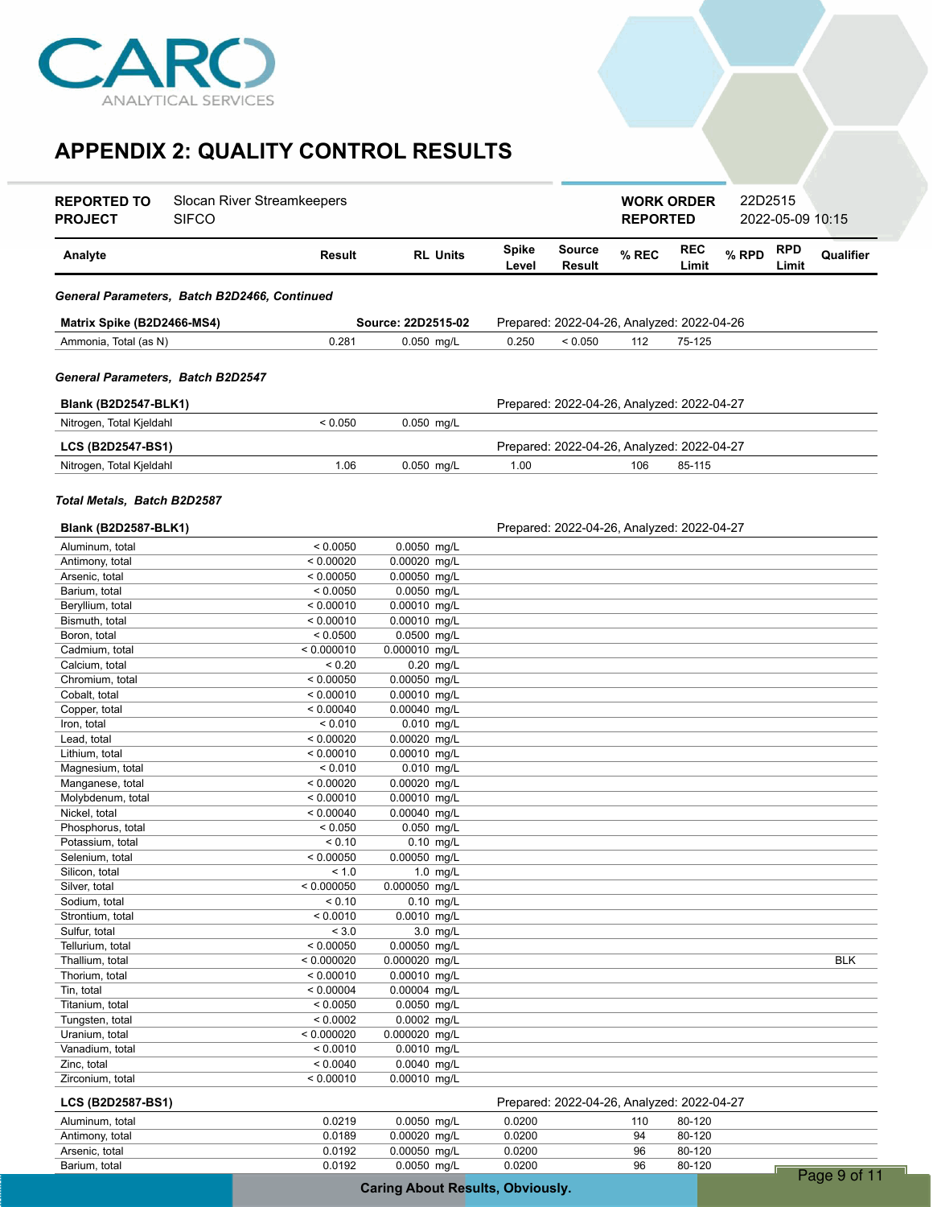## APPENDIX 2: QUALITY CONTROL RESULTS

| | | | |
|---|---|---|---|
| **REPORTED TO** | Slocan River Streamkeepers | **WORK ORDER** | 22D2515 |
| **PROJECT** | SIFCO | **REPORTED** | 2022-05-09 10:15 |

| Analyte | Result | RL | Units | Spike Level | Source Result | % REC | REC Limit | % RPD | RPD Limit | Qualifier |
|---|---|---|---|---|---|---|---|---|---|---|
| ***General Parameters, Batch B2D2466, Continued*** | | | | | | | | | | |
| **Matrix Spike (B2D2466-MS4)** | | **Source: 22D2515-02** | | Prepared: 2022-04-26, Analyzed: 2022-04-26 | | | | | | |
| Ammonia, Total (as N) | 0.281 | 0.050 | mg/L | 0.250 | < 0.050 | 112 | 75-125 | | | |
| ***General Parameters, Batch B2D2547*** | | | | | | | | | | |
| **Blank (B2D2547-BLK1)** | | | | Prepared: 2022-04-26, Analyzed: 2022-04-27 | | | | | | |
| Nitrogen, Total Kjeldahl | < 0.050 | 0.050 | mg/L | | | | | | | |
| **LCS (B2D2547-BS1)** | | | | Prepared: 2022-04-26, Analyzed: 2022-04-27 | | | | | | |
| Nitrogen, Total Kjeldahl | 1.06 | 0.050 | mg/L | 1.00 | | 106 | 85-115 | | | |
| ***Total Metals, Batch B2D2587*** | | | | | | | | | | |
| **Blank (B2D2587-BLK1)** | | | | Prepared: 2022-04-26, Analyzed: 2022-04-27 | | | | | | |
| Aluminum, total | < 0.0050 | 0.0050 | mg/L | | | | | | | |
| Antimony, total | < 0.00020 | 0.00020 | mg/L | | | | | | | |
| Arsenic, total | < 0.00050 | 0.00050 | mg/L | | | | | | | |
| Barium, total | < 0.0050 | 0.0050 | mg/L | | | | | | | |
| Beryllium, total | < 0.00010 | 0.00010 | mg/L | | | | | | | |
| Bismuth, total | < 0.00010 | 0.00010 | mg/L | | | | | | | |
| Boron, total | < 0.0500 | 0.0500 | mg/L | | | | | | | |
| Cadmium, total | < 0.000010 | 0.000010 | mg/L | | | | | | | |
| Calcium, total | < 0.20 | 0.20 | mg/L | | | | | | | |
| Chromium, total | < 0.00050 | 0.00050 | mg/L | | | | | | | |
| Cobalt, total | < 0.00010 | 0.00010 | mg/L | | | | | | | |
| Copper, total | < 0.00040 | 0.00040 | mg/L | | | | | | | |
| Iron, total | < 0.010 | 0.010 | mg/L | | | | | | | |
| Lead, total | < 0.00020 | 0.00020 | mg/L | | | | | | | |
| Lithium, total | < 0.00010 | 0.00010 | mg/L | | | | | | | |
| Magnesium, total | < 0.010 | 0.010 | mg/L | | | | | | | |
| Manganese, total | < 0.00020 | 0.00020 | mg/L | | | | | | | |
| Molybdenum, total | < 0.00010 | 0.00010 | mg/L | | | | | | | |
| Nickel, total | < 0.00040 | 0.00040 | mg/L | | | | | | | |
| Phosphorus, total | < 0.050 | 0.050 | mg/L | | | | | | | |
| Potassium, total | < 0.10 | 0.10 | mg/L | | | | | | | |
| Selenium, total | < 0.00050 | 0.00050 | mg/L | | | | | | | |
| Silicon, total | < 1.0 | 1.0 | mg/L | | | | | | | |
| Silver, total | < 0.000050 | 0.000050 | mg/L | | | | | | | |
| Sodium, total | < 0.10 | 0.10 | mg/L | | | | | | | |
| Strontium, total | < 0.0010 | 0.0010 | mg/L | | | | | | | |
| Sulfur, total | < 3.0 | 3.0 | mg/L | | | | | | | |
| Tellurium, total | < 0.00050 | 0.00050 | mg/L | | | | | | | |
| Thallium, total | < 0.000020 | 0.000020 | mg/L | | | | | | | BLK |
| Thorium, total | < 0.00010 | 0.00010 | mg/L | | | | | | | |
| Tin, total | < 0.00004 | 0.00004 | mg/L | | | | | | | |
| Titanium, total | < 0.0050 | 0.0050 | mg/L | | | | | | | |
| Tungsten, total | < 0.0002 | 0.0002 | mg/L | | | | | | | |
| Uranium, total | < 0.000020 | 0.000020 | mg/L | | | | | | | |
| Vanadium, total | < 0.0010 | 0.0010 | mg/L | | | | | | | |
| Zinc, total | < 0.0040 | 0.0040 | mg/L | | | | | | | |
| Zirconium, total | < 0.00010 | 0.00010 | mg/L | | | | | | | |
| **LCS (B2D2587-BS1)** | | | | Prepared: 2022-04-26, Analyzed: 2022-04-27 | | | | | | |
| Aluminum, total | 0.0219 | 0.0050 | mg/L | 0.0200 | | 110 | 80-120 | | | |
| Antimony, total | 0.0189 | 0.00020 | mg/L | 0.0200 | | 94 | 80-120 | | | |
| Arsenic, total | 0.0192 | 0.00050 | mg/L | 0.0200 | | 96 | 80-120 | | | |
| Barium, total | 0.0192 | 0.0050 | mg/L | 0.0200 | | 96 | 80-120 | | | |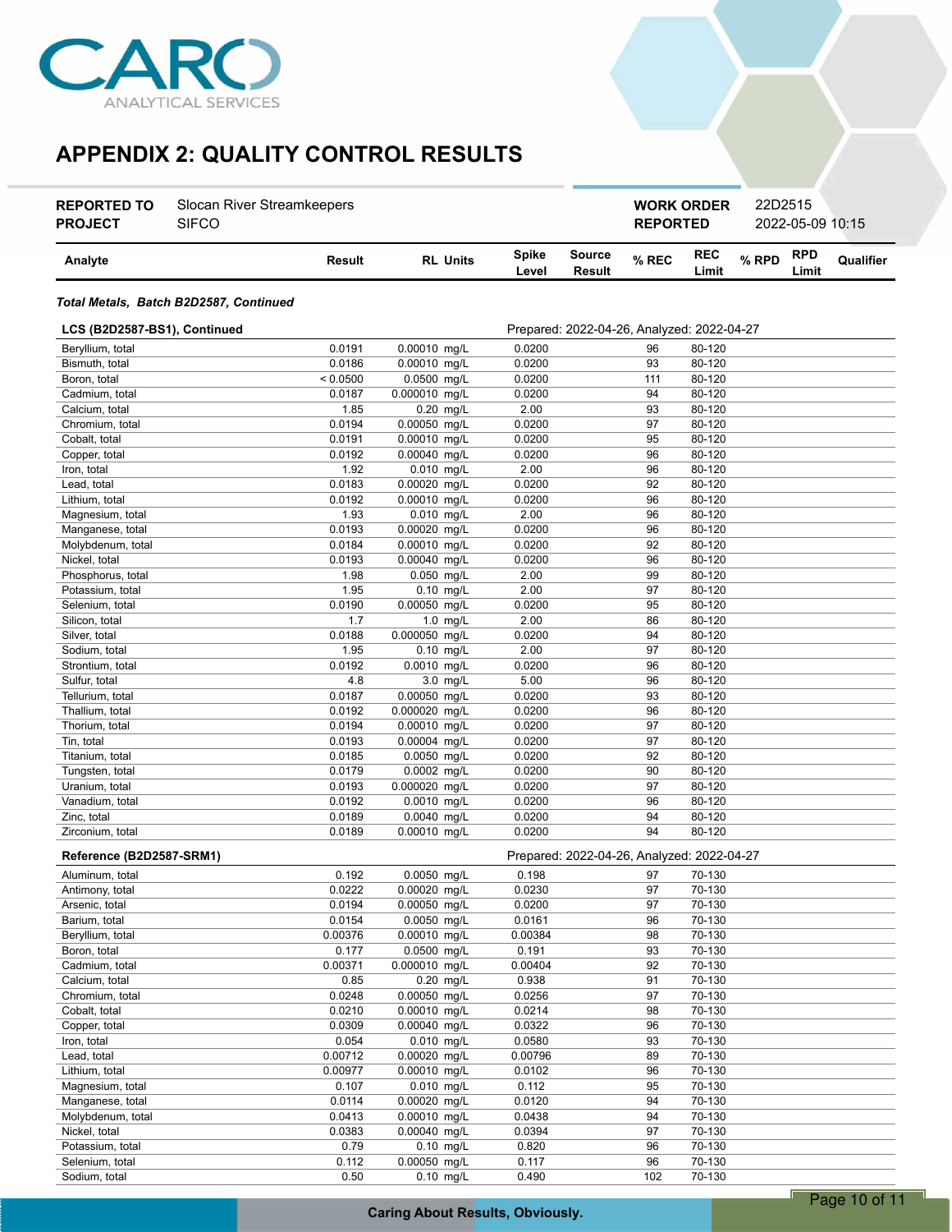## APPENDIX 2: QUALITY CONTROL RESULTS

| | | | |
|---|---|---|---|
| **REPORTED TO** | Slocan River Streamkeepers | **WORK ORDER** | 22D2515 |
| **PROJECT** | SIFCO | **REPORTED** | 2022-05-09 10:15 |

| Analyte | Result | RL | Units | Spike Level | Source Result | % REC | REC Limit | % RPD | RPD Limit | Qualifier |
|---|---|---|---|---|---|---|---|---|---|---|

***Total Metals, Batch B2D2587, Continued***

**LCS (B2D2587-BS1), Continued** — Prepared: 2022-04-26, Analyzed: 2022-04-27

| Analyte | Result | RL | Units | Spike Level | Source Result | % REC | REC Limit | % RPD | RPD Limit | Qualifier |
|---|---|---|---|---|---|---|---|---|---|---|
| Beryllium, total | 0.0191 | 0.00010 | mg/L | 0.0200 | | 96 | 80-120 | | | |
| Bismuth, total | 0.0186 | 0.00010 | mg/L | 0.0200 | | 93 | 80-120 | | | |
| Boron, total | < 0.0500 | 0.0500 | mg/L | 0.0200 | | 111 | 80-120 | | | |
| Cadmium, total | 0.0187 | 0.000010 | mg/L | 0.0200 | | 94 | 80-120 | | | |
| Calcium, total | 1.85 | 0.20 | mg/L | 2.00 | | 93 | 80-120 | | | |
| Chromium, total | 0.0194 | 0.00050 | mg/L | 0.0200 | | 97 | 80-120 | | | |
| Cobalt, total | 0.0191 | 0.00010 | mg/L | 0.0200 | | 95 | 80-120 | | | |
| Copper, total | 0.0192 | 0.00040 | mg/L | 0.0200 | | 96 | 80-120 | | | |
| Iron, total | 1.92 | 0.010 | mg/L | 2.00 | | 96 | 80-120 | | | |
| Lead, total | 0.0183 | 0.00020 | mg/L | 0.0200 | | 92 | 80-120 | | | |
| Lithium, total | 0.0192 | 0.00010 | mg/L | 0.0200 | | 96 | 80-120 | | | |
| Magnesium, total | 1.93 | 0.010 | mg/L | 2.00 | | 96 | 80-120 | | | |
| Manganese, total | 0.0193 | 0.00020 | mg/L | 0.0200 | | 96 | 80-120 | | | |
| Molybdenum, total | 0.0184 | 0.00010 | mg/L | 0.0200 | | 92 | 80-120 | | | |
| Nickel, total | 0.0193 | 0.00040 | mg/L | 0.0200 | | 96 | 80-120 | | | |
| Phosphorus, total | 1.98 | 0.050 | mg/L | 2.00 | | 99 | 80-120 | | | |
| Potassium, total | 1.95 | 0.10 | mg/L | 2.00 | | 97 | 80-120 | | | |
| Selenium, total | 0.0190 | 0.00050 | mg/L | 0.0200 | | 95 | 80-120 | | | |
| Silicon, total | 1.7 | 1.0 | mg/L | 2.00 | | 86 | 80-120 | | | |
| Silver, total | 0.0188 | 0.000050 | mg/L | 0.0200 | | 94 | 80-120 | | | |
| Sodium, total | 1.95 | 0.10 | mg/L | 2.00 | | 97 | 80-120 | | | |
| Strontium, total | 0.0192 | 0.0010 | mg/L | 0.0200 | | 96 | 80-120 | | | |
| Sulfur, total | 4.8 | 3.0 | mg/L | 5.00 | | 96 | 80-120 | | | |
| Tellurium, total | 0.0187 | 0.00050 | mg/L | 0.0200 | | 93 | 80-120 | | | |
| Thallium, total | 0.0192 | 0.000020 | mg/L | 0.0200 | | 96 | 80-120 | | | |
| Thorium, total | 0.0194 | 0.00010 | mg/L | 0.0200 | | 97 | 80-120 | | | |
| Tin, total | 0.0193 | 0.00004 | mg/L | 0.0200 | | 97 | 80-120 | | | |
| Titanium, total | 0.0185 | 0.0050 | mg/L | 0.0200 | | 92 | 80-120 | | | |
| Tungsten, total | 0.0179 | 0.0002 | mg/L | 0.0200 | | 90 | 80-120 | | | |
| Uranium, total | 0.0193 | 0.000020 | mg/L | 0.0200 | | 97 | 80-120 | | | |
| Vanadium, total | 0.0192 | 0.0010 | mg/L | 0.0200 | | 96 | 80-120 | | | |
| Zinc, total | 0.0189 | 0.0040 | mg/L | 0.0200 | | 94 | 80-120 | | | |
| Zirconium, total | 0.0189 | 0.00010 | mg/L | 0.0200 | | 94 | 80-120 | | | |

**Reference (B2D2587-SRM1)** — Prepared: 2022-04-26, Analyzed: 2022-04-27

| Analyte | Result | RL | Units | Spike Level | Source Result | % REC | REC Limit | % RPD | RPD Limit | Qualifier |
|---|---|---|---|---|---|---|---|---|---|---|
| Aluminum, total | 0.192 | 0.0050 | mg/L | 0.198 | | 97 | 70-130 | | | |
| Antimony, total | 0.0222 | 0.00020 | mg/L | 0.0230 | | 97 | 70-130 | | | |
| Arsenic, total | 0.0194 | 0.00050 | mg/L | 0.0200 | | 97 | 70-130 | | | |
| Barium, total | 0.0154 | 0.0050 | mg/L | 0.0161 | | 96 | 70-130 | | | |
| Beryllium, total | 0.00376 | 0.00010 | mg/L | 0.00384 | | 98 | 70-130 | | | |
| Boron, total | 0.177 | 0.0500 | mg/L | 0.191 | | 93 | 70-130 | | | |
| Cadmium, total | 0.00371 | 0.000010 | mg/L | 0.00404 | | 92 | 70-130 | | | |
| Calcium, total | 0.85 | 0.20 | mg/L | 0.938 | | 91 | 70-130 | | | |
| Chromium, total | 0.0248 | 0.00050 | mg/L | 0.0256 | | 97 | 70-130 | | | |
| Cobalt, total | 0.0210 | 0.00010 | mg/L | 0.0214 | | 98 | 70-130 | | | |
| Copper, total | 0.0309 | 0.00040 | mg/L | 0.0322 | | 96 | 70-130 | | | |
| Iron, total | 0.054 | 0.010 | mg/L | 0.0580 | | 93 | 70-130 | | | |
| Lead, total | 0.00712 | 0.00020 | mg/L | 0.00796 | | 89 | 70-130 | | | |
| Lithium, total | 0.00977 | 0.00010 | mg/L | 0.0102 | | 96 | 70-130 | | | |
| Magnesium, total | 0.107 | 0.010 | mg/L | 0.112 | | 95 | 70-130 | | | |
| Manganese, total | 0.0114 | 0.00020 | mg/L | 0.0120 | | 94 | 70-130 | | | |
| Molybdenum, total | 0.0413 | 0.00010 | mg/L | 0.0438 | | 94 | 70-130 | | | |
| Nickel, total | 0.0383 | 0.00040 | mg/L | 0.0394 | | 97 | 70-130 | | | |
| Potassium, total | 0.79 | 0.10 | mg/L | 0.820 | | 96 | 70-130 | | | |
| Selenium, total | 0.112 | 0.00050 | mg/L | 0.117 | | 96 | 70-130 | | | |
| Sodium, total | 0.50 | 0.10 | mg/L | 0.490 | | 102 | 70-130 | | | |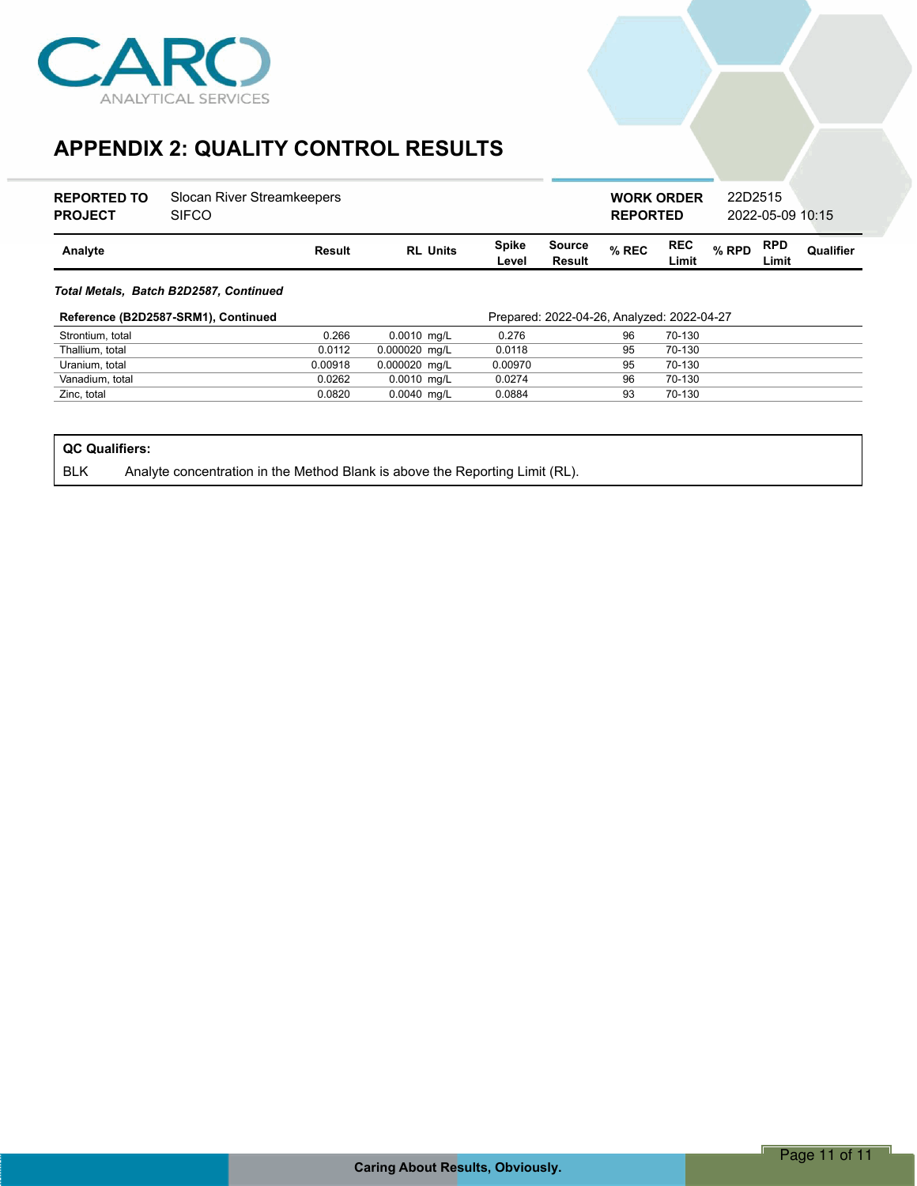# APPENDIX 2: QUALITY CONTROL RESULTS

**REPORTED TO** Slocan River Streamkeepers
**PROJECT** SIFCO

**WORK ORDER** 22D2515
**REPORTED** 2022-05-09 10:15

| Analyte | Result | RL | Units | Spike Level | Source Result | % REC | REC Limit | % RPD | RPD Limit | Qualifier |
|---|---|---|---|---|---|---|---|---|---|---|
| ***Total Metals, Batch B2D2587, Continued*** | | | | | | | | | | |
| **Reference (B2D2587-SRM1), Continued** | | | | Prepared: 2022-04-26, Analyzed: 2022-04-27 | | | | | | |
| Strontium, total | 0.266 | 0.0010 | mg/L | 0.276 | | 96 | 70-130 | | | |
| Thallium, total | 0.0112 | 0.000020 | mg/L | 0.0118 | | 95 | 70-130 | | | |
| Uranium, total | 0.00918 | 0.000020 | mg/L | 0.00970 | | 95 | 70-130 | | | |
| Vanadium, total | 0.0262 | 0.0010 | mg/L | 0.0274 | | 96 | 70-130 | | | |
| Zinc, total | 0.0820 | 0.0040 | mg/L | 0.0884 | | 93 | 70-130 | | | |

**QC Qualifiers:**

BLK Analyte concentration in the Method Blank is above the Reporting Limit (RL).